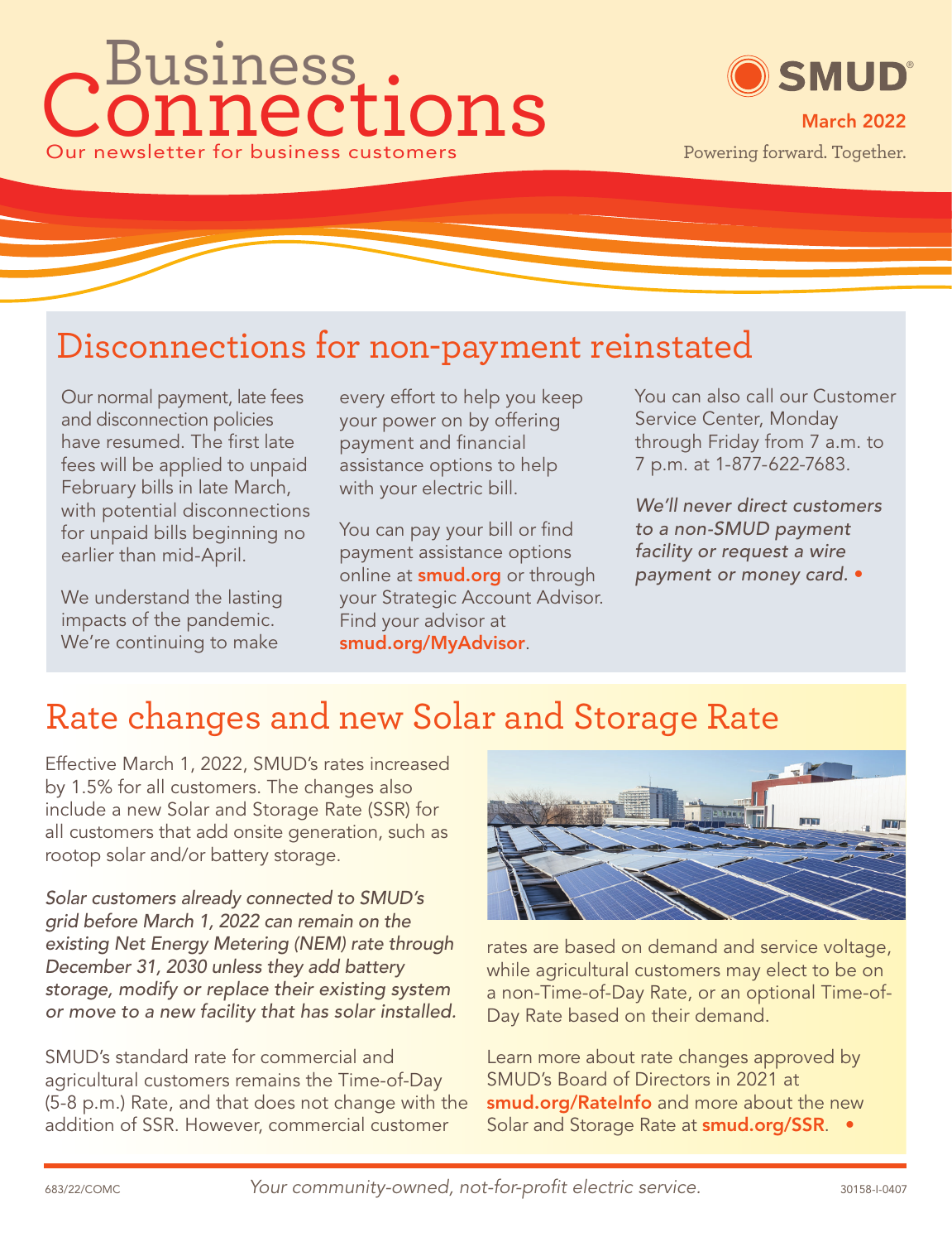# Business Connections

Our newsletter for business customers

SMUD®

March 2022

Powering forward. Together.

## Disconnections for non-payment reinstated

Our normal payment, late fees and disconnection policies have resumed. The first late fees will be applied to unpaid February bills in late March, with potential disconnections for unpaid bills beginning no earlier than mid-April.

We understand the lasting impacts of the pandemic. We're continuing to make every effort to help you keep your power on by offering payment and financial assistance options to help with your electric bill.

You can pay your bill or find payment assistance options online at **smud.org** or through your Strategic Account Advisor. Find your advisor at **smud.org/MyAdvisor**.

You can also call our Customer Service Center, Monday through Friday from 7 a.m. to 7 p.m. at 1-877-622-7683.

*We'll never direct customers to a non-SMUD payment facility or request a wire payment or money card.* •

## Rate changes and new Solar and Storage Rate

Effective March 1, 2022, SMUD's rates increased by 1.5% for all customers. The changes also include a new Solar and Storage Rate (SSR) for all customers that add onsite generation, such as rootop solar and/or battery storage.

*Solar customers already connected to SMUD's grid before March 1, 2022 can remain on the existing Net Energy Metering (NEM) rate through December 31, 2030 unless they add battery storage, modify or replace their existing system or move to a new facility that has solar installed.*

SMUD's standard rate for commercial and agricultural customers remains the Time-of-Day (5-8 p.m.) Rate, and that does not change with the addition of SSR. However, commercial customer rates are based on demand and service voltage, while agricultural customers may elect to be on a non-Time-of-Day Rate, or an optional Time-of-Day Rate based on their demand.

Learn more about rate changes approved by SMUD's Board of Directors in 2021 at **smud.org/RateInfo** and more about the new Solar and Storage Rate at **smud.org/SSR**. •

683/22/COMC

*Your community-owned, not-for-profit electric service.*

30158-I-0407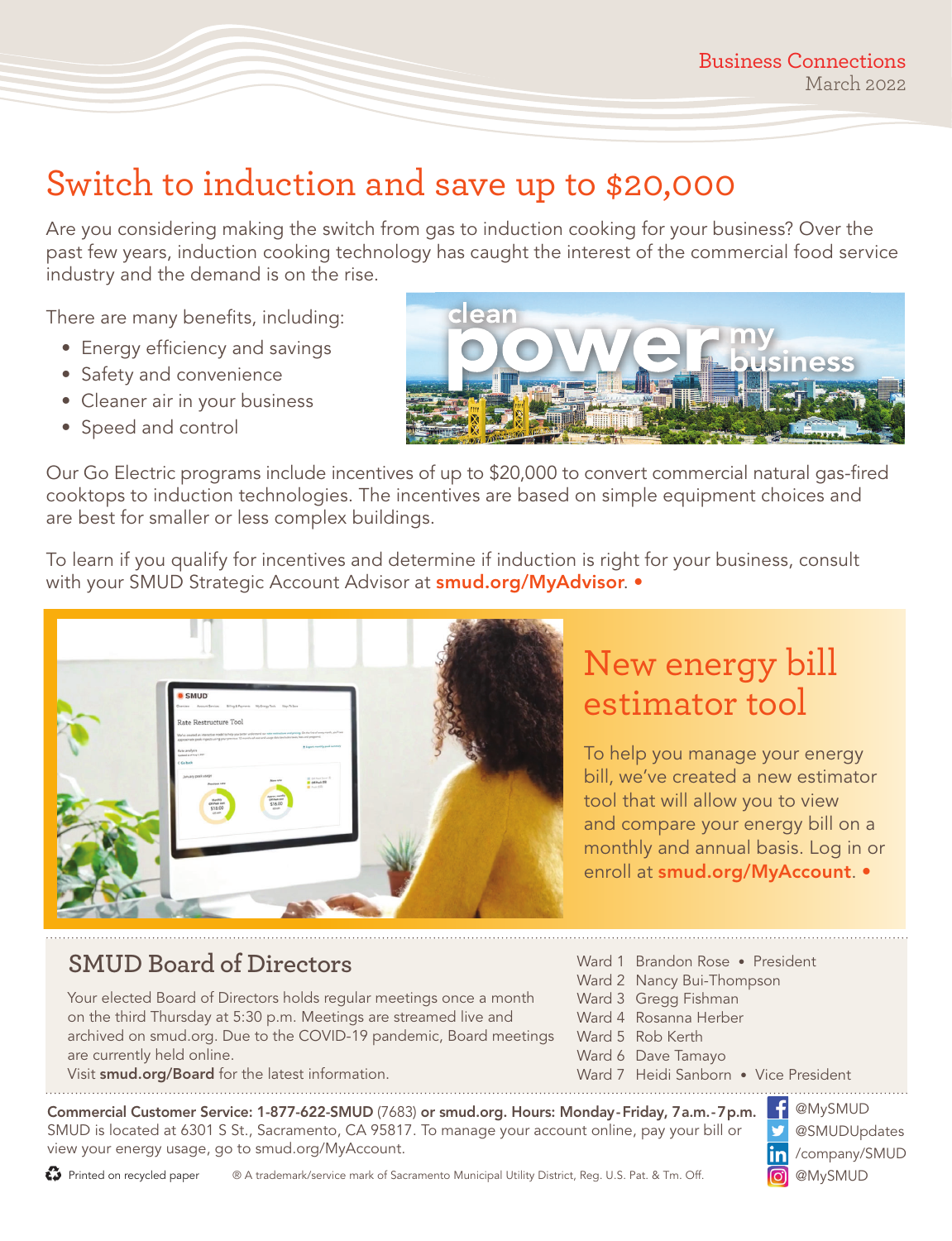# Switch to induction and save up to $20,000

Are you considering making the switch from gas to induction cooking for your business? Over the past few years, induction cooking technology has caught the interest of the commercial food service industry and the demand is on the rise.

There are many benefits, including:

- Energy efficiency and savings
- Safety and convenience
- Cleaner air in your business
- Speed and control

Our Go Electric programs include incentives of up to $20,000 to convert commercial natural gas-fired cooktops to induction technologies. The incentives are based on simple equipment choices and are best for smaller or less complex buildings.

To learn if you qualify for incentives and determine if induction is right for your business, consult with your SMUD Strategic Account Advisor at **smud.org/MyAdvisor**. •

## New energy bill estimator tool

To help you manage your energy bill, we've created a new estimator tool that will allow you to view and compare your energy bill on a monthly and annual basis. Log in or enroll at **smud.org/MyAccount**. •

## SMUD Board of Directors

Your elected Board of Directors holds regular meetings once a month on the third Thursday at 5:30 p.m. Meetings are streamed live and archived on smud.org. Due to the COVID-19 pandemic, Board meetings are currently held online.
Visit **smud.org/Board** for the latest information.

- Ward 1 Brandon Rose • President
- Ward 2 Nancy Bui-Thompson
- Ward 3 Gregg Fishman
- Ward 4 Rosanna Herber
- Ward 5 Rob Kerth
- Ward 6 Dave Tamayo
- Ward 7 Heidi Sanborn • Vice President

**Commercial Customer Service: 1-877-622-SMUD** (7683) **or smud.org. Hours: Monday-Friday, 7 a.m.-7 p.m.**
SMUD is located at 6301 S St., Sacramento, CA 95817. To manage your account online, pay your bill or view your energy usage, go to smud.org/MyAccount.

@MySMUD
@SMUDUpdates
/company/SMUD
@MySMUD

Printed on recycled paper ® A trademark/service mark of Sacramento Municipal Utility District, Reg. U.S. Pat. & Tm. Off.